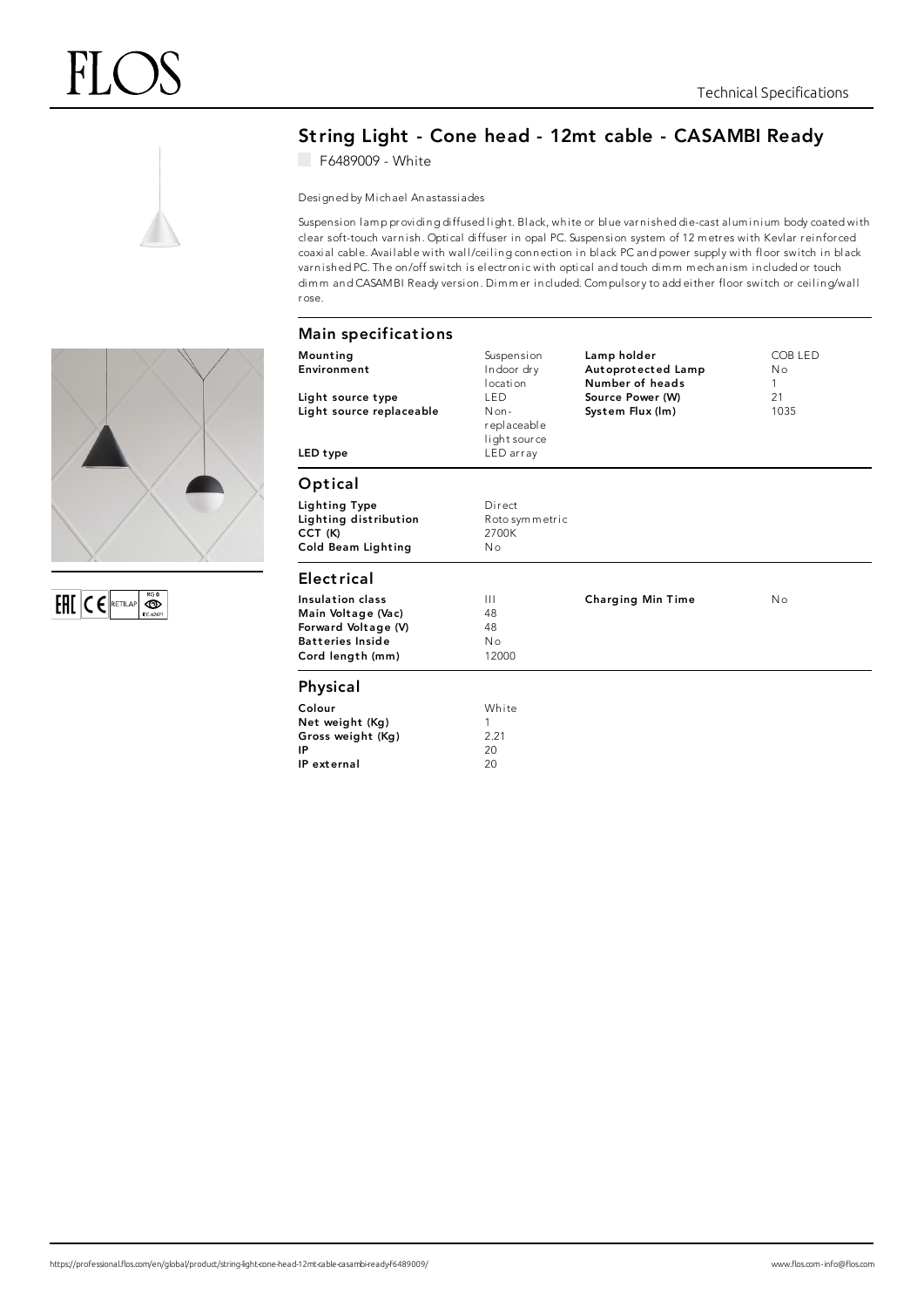FLOS

Technical Specifications

# String Light - Cone head - 12mt cable - CASAMBI Ready

F6489009 - White

Designed by Michael Anastassiades

Suspension lamp providing diffused light. Black, white or blue varnished die-cast aluminium body coated with clear soft-touch varnish. Optical diffuser in opal PC. Suspension system of 12 metres with Kevlar reinforced coaxial cable. Available with wall/ceiling connection in black PC and power supply with floor switch in black varnished PC. The on/off switch is electronic with optical and touch dimm mechanism included or touch dimm and CASAMBI Ready version. Dimmer included. Compulsory to add either floor switch or ceiling/wall rose.

## Main specifications

| | | | |
|---|---|---|---|
| **Mounting** | Suspension | **Lamp holder** | COB LED |
| **Environment** | Indoor dry location | **Autoprotected Lamp** | No |
| | | **Number of heads** | 1 |
| **Light source type** | LED | **Source Power (W)** | 21 |
| **Light source replaceable** | Non-replaceable light source | **System Flux (lm)** | 1035 |
| **LED type** | LED array | | |

## Optical

| | |
|---|---|
| **Lighting Type** | Direct |
| **Lighting distribution** | Roto symmetric |
| **CCT (K)** | 2700K |
| **Cold Beam Lighting** | No |

## Electrical

| | | | |
|---|---|---|---|
| **Insulation class** | III | **Charging Min Time** | No |
| **Main Voltage (Vac)** | 48 | | |
| **Forward Voltage (V)** | 48 | | |
| **Batteries Inside** | No | | |
| **Cord length (mm)** | 12000 | | |

## Physical

| | |
|---|---|
| **Colour** | White |
| **Net weight (Kg)** | 1 |
| **Gross weight (Kg)** | 2.21 |
| **IP** | 20 |
| **IP external** | 20 |

https://professional.flos.com/en/global/product/string-light-cone-head-12mt-cable-casambi-ready-f6489009/

www.flos.com - info@flos.com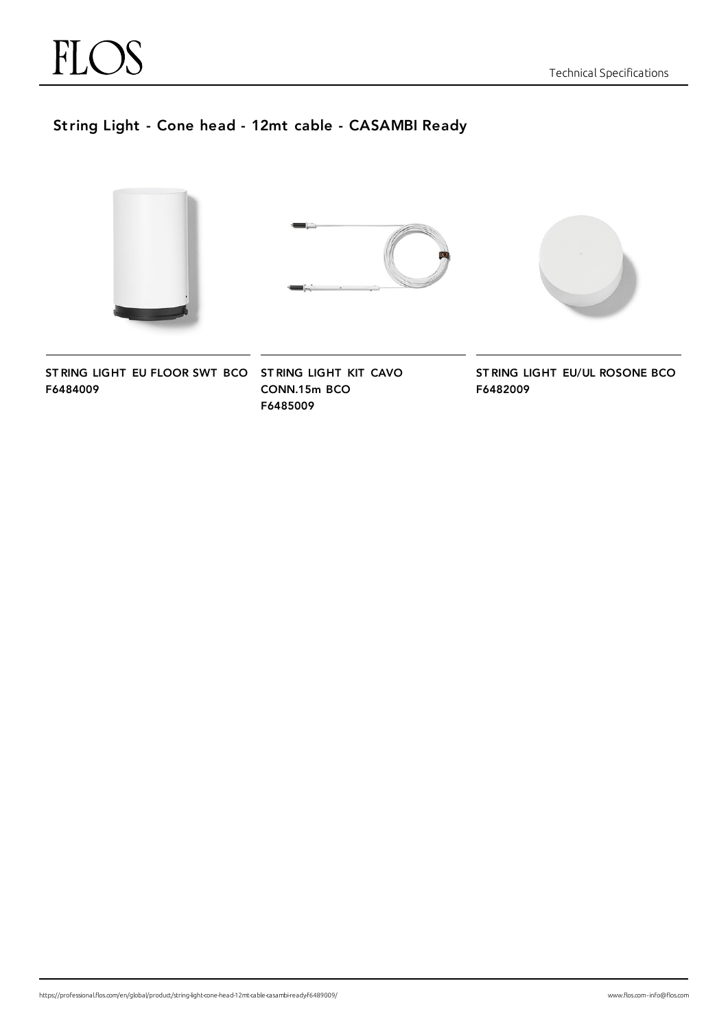## String Light - Cone head - 12mt cable - CASAMBI Ready

STRING LIGHT EU FLOOR SWT BCO
F6484009

STRING LIGHT KIT CAVO CONN.15m BCO
F6485009

STRING LIGHT EU/UL ROSONE BCO
F6482009